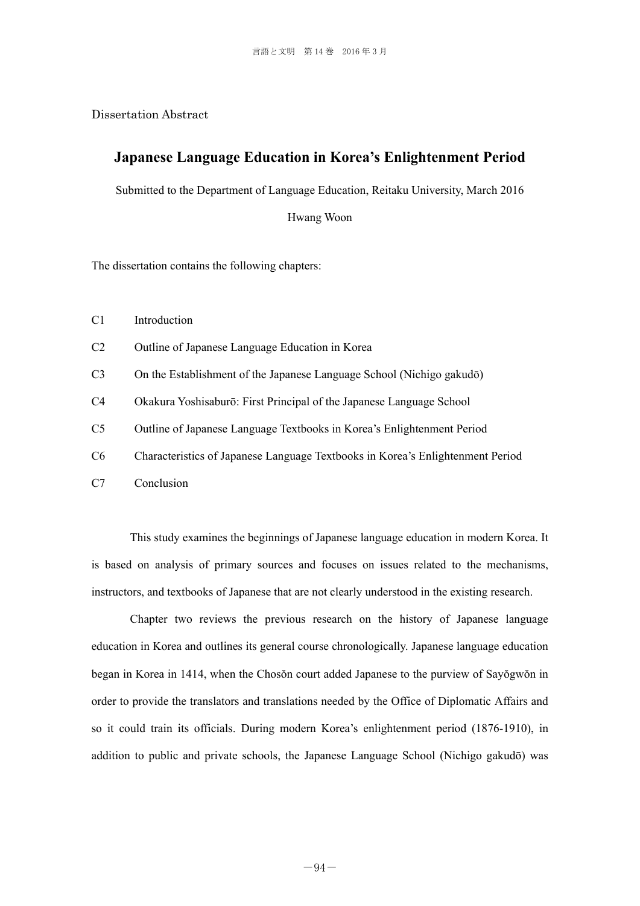Dissertation Abstract

# Japanese Language Education in Korea's Enlightenment Period

Submitted to the Department of Language Education, Reitaku University, March 2016

Hwang Woon

The dissertation contains the following chapters:

C1 Introduction

C2 Outline of Japanese Language Education in Korea

C3 On the Establishment of the Japanese Language School (Nichigo gakudō)

C4 Okakura Yoshisaburō: First Principal of the Japanese Language School

C5 Outline of Japanese Language Textbooks in Korea's Enlightenment Period

C6 Characteristics of Japanese Language Textbooks in Korea's Enlightenment Period

C7 Conclusion

This study examines the beginnings of Japanese language education in modern Korea. It is based on analysis of primary sources and focuses on issues related to the mechanisms, instructors, and textbooks of Japanese that are not clearly understood in the existing research.

Chapter two reviews the previous research on the history of Japanese language education in Korea and outlines its general course chronologically. Japanese language education began in Korea in 1414, when the Chosŏn court added Japanese to the purview of Sayŏgwŏn in order to provide the translators and translations needed by the Office of Diplomatic Affairs and so it could train its officials. During modern Korea's enlightenment period (1876-1910), in addition to public and private schools, the Japanese Language School (Nichigo gakudō) was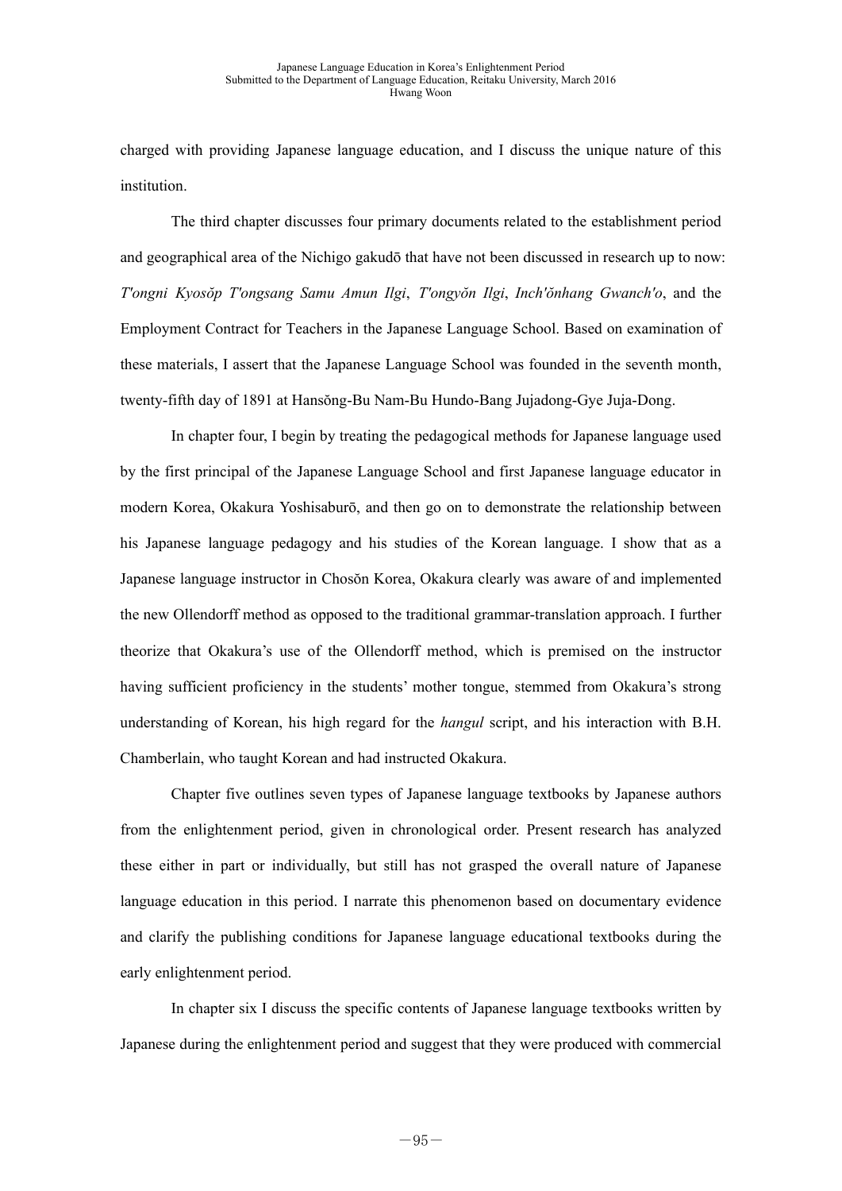charged with providing Japanese language education, and I discuss the unique nature of this institution.

The third chapter discusses four primary documents related to the establishment period and geographical area of the Nichigo gakudō that have not been discussed in research up to now: *T'ongni Kyosŏp T'ongsang Samu Amun Ilgi*, *T'ongyŏn Ilgi*, *Inch'ŏnhang Gwanch'o*, and the Employment Contract for Teachers in the Japanese Language School. Based on examination of these materials, I assert that the Japanese Language School was founded in the seventh month, twenty-fifth day of 1891 at Hansŏng-Bu Nam-Bu Hundo-Bang Jujadong-Gye Juja-Dong.

In chapter four, I begin by treating the pedagogical methods for Japanese language used by the first principal of the Japanese Language School and first Japanese language educator in modern Korea, Okakura Yoshisaburō, and then go on to demonstrate the relationship between his Japanese language pedagogy and his studies of the Korean language. I show that as a Japanese language instructor in Chosŏn Korea, Okakura clearly was aware of and implemented the new Ollendorff method as opposed to the traditional grammar-translation approach. I further theorize that Okakura's use of the Ollendorff method, which is premised on the instructor having sufficient proficiency in the students' mother tongue, stemmed from Okakura's strong understanding of Korean, his high regard for the *hangul* script, and his interaction with B.H. Chamberlain, who taught Korean and had instructed Okakura.

Chapter five outlines seven types of Japanese language textbooks by Japanese authors from the enlightenment period, given in chronological order. Present research has analyzed these either in part or individually, but still has not grasped the overall nature of Japanese language education in this period. I narrate this phenomenon based on documentary evidence and clarify the publishing conditions for Japanese language educational textbooks during the early enlightenment period.

In chapter six I discuss the specific contents of Japanese language textbooks written by Japanese during the enlightenment period and suggest that they were produced with commercial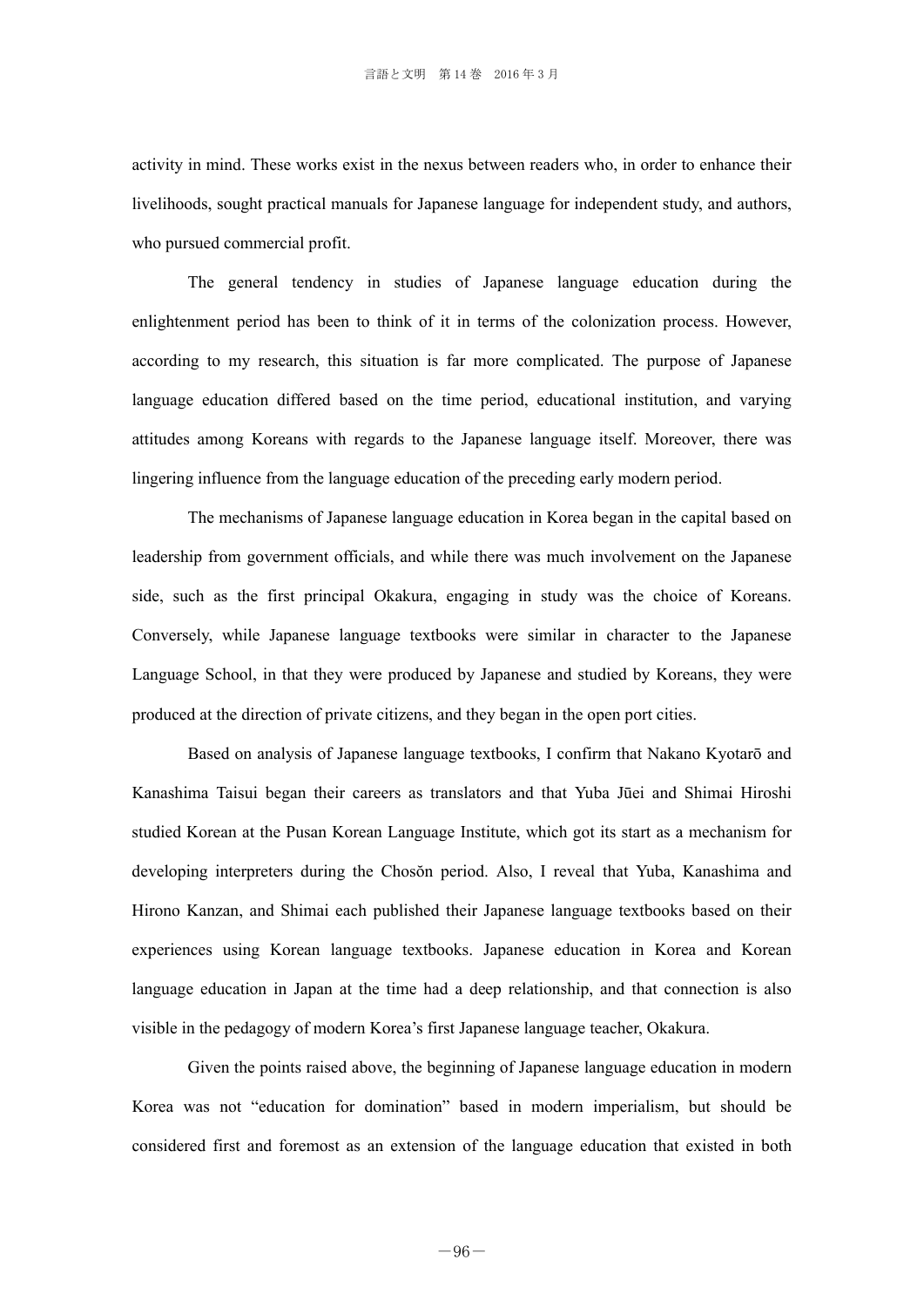activity in mind. These works exist in the nexus between readers who, in order to enhance their livelihoods, sought practical manuals for Japanese language for independent study, and authors, who pursued commercial profit.

The general tendency in studies of Japanese language education during the enlightenment period has been to think of it in terms of the colonization process. However, according to my research, this situation is far more complicated. The purpose of Japanese language education differed based on the time period, educational institution, and varying attitudes among Koreans with regards to the Japanese language itself. Moreover, there was lingering influence from the language education of the preceding early modern period.

The mechanisms of Japanese language education in Korea began in the capital based on leadership from government officials, and while there was much involvement on the Japanese side, such as the first principal Okakura, engaging in study was the choice of Koreans. Conversely, while Japanese language textbooks were similar in character to the Japanese Language School, in that they were produced by Japanese and studied by Koreans, they were produced at the direction of private citizens, and they began in the open port cities.

Based on analysis of Japanese language textbooks, I confirm that Nakano Kyotarō and Kanashima Taisui began their careers as translators and that Yuba Jūei and Shimai Hiroshi studied Korean at the Pusan Korean Language Institute, which got its start as a mechanism for developing interpreters during the Chosŏn period. Also, I reveal that Yuba, Kanashima and Hirono Kanzan, and Shimai each published their Japanese language textbooks based on their experiences using Korean language textbooks. Japanese education in Korea and Korean language education in Japan at the time had a deep relationship, and that connection is also visible in the pedagogy of modern Korea's first Japanese language teacher, Okakura.

Given the points raised above, the beginning of Japanese language education in modern Korea was not "education for domination" based in modern imperialism, but should be considered first and foremost as an extension of the language education that existed in both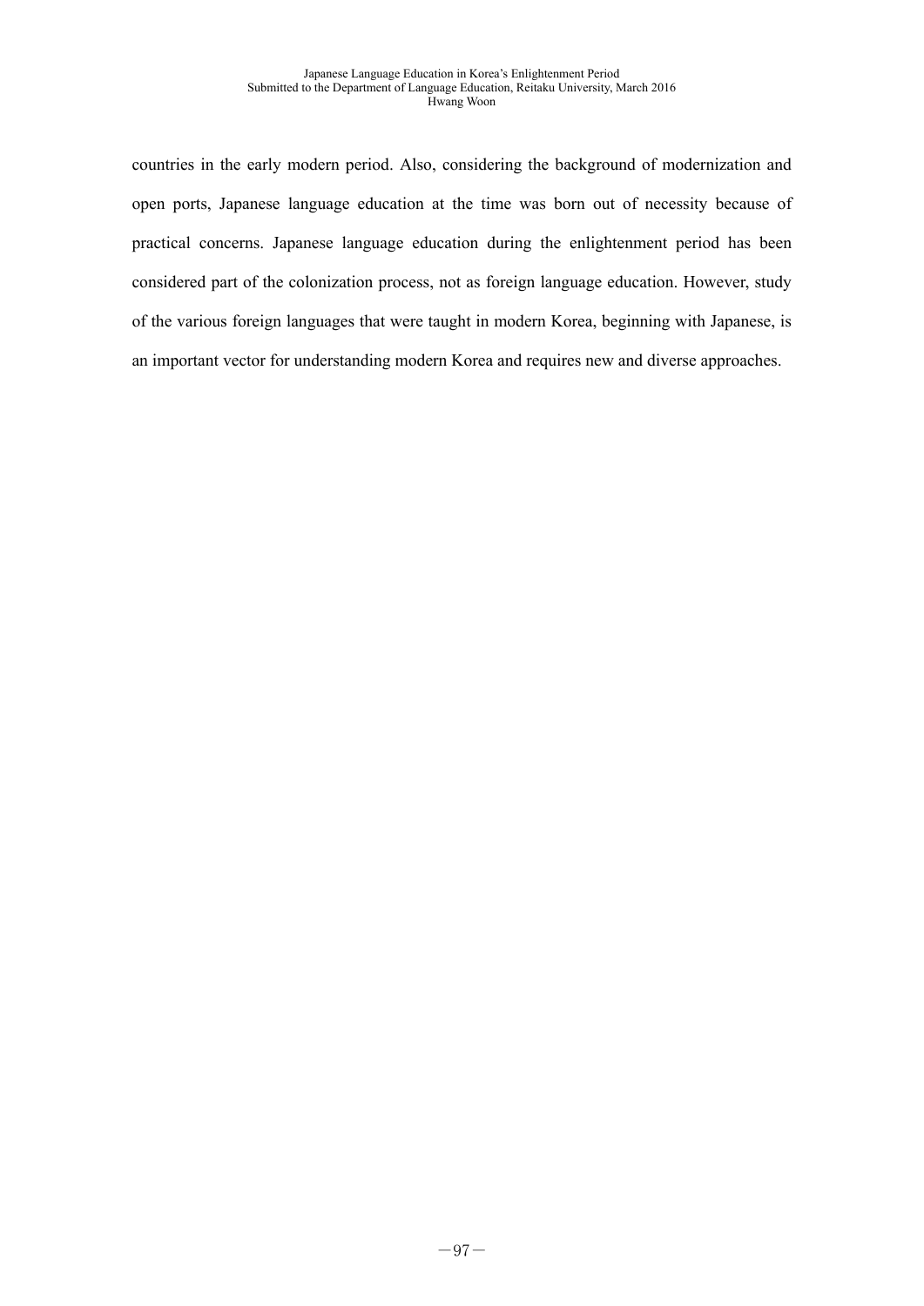countries in the early modern period. Also, considering the background of modernization and open ports, Japanese language education at the time was born out of necessity because of practical concerns. Japanese language education during the enlightenment period has been considered part of the colonization process, not as foreign language education. However, study of the various foreign languages that were taught in modern Korea, beginning with Japanese, is an important vector for understanding modern Korea and requires new and diverse approaches.